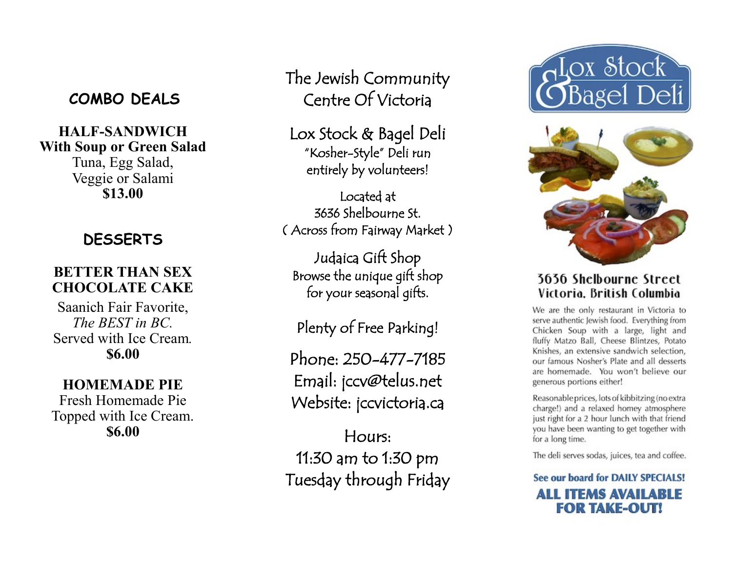## COMBO DEALS

**HALF-SANDWICH**
**With Soup or Green Salad**
Tuna, Egg Salad,
Veggie or Salami
**$13.00**

## DESSERTS

**BETTER THAN SEX CHOCOLATE CAKE**
Saanich Fair Favorite,
*The BEST in BC.*
Served with Ice Cream.
**$6.00**

**HOMEMADE PIE**
Fresh Homemade Pie
Topped with Ice Cream.
**$6.00**

# The Jewish Community Centre Of Victoria

## Lox Stock & Bagel Deli

"Kosher-Style" Deli run entirely by volunteers!

Located at
3636 Shelbourne St.
( Across from Fairway Market )

## Judaica Gift Shop

Browse the unique gift shop for your seasonal gifts.

Plenty of Free Parking!

Phone: 250-477-7185
Email: jccv@telus.net
Website: jccvictoria.ca

Hours:
11:30 am to 1:30 pm
Tuesday through Friday

# Lox Stock & Bagel Deli

**3636 Shelbourne Street**
**Victoria, British Columbia**

We are the only restaurant in Victoria to serve authentic Jewish food. Everything from Chicken Soup with a large, light and fluffy Matzo Ball, Cheese Blintzes, Potato Knishes, an extensive sandwich selection, our famous Nosher's Plate and all desserts are homemade. You won't believe our generous portions either!

Reasonable prices, lots of kibbitzing (no extra charge!) and a relaxed homey atmosphere just right for a 2 hour lunch with that friend you have been wanting to get together with for a long time.

The deli serves sodas, juices, tea and coffee.

**See our board for DAILY SPECIALS!**

**ALL ITEMS AVAILABLE FOR TAKE-OUT!**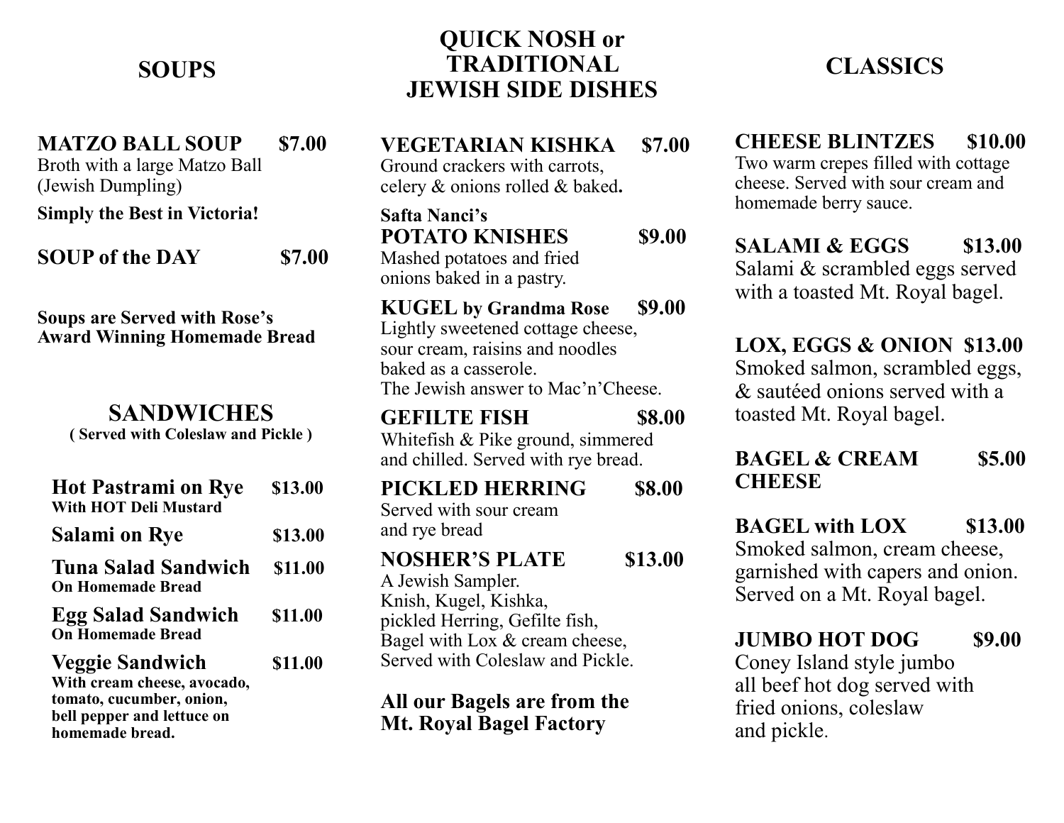## SOUPS

**MATZO BALL SOUP** **$7.00**
Broth with a large Matzo Ball (Jewish Dumpling)

**Simply the Best in Victoria!**

**SOUP of the DAY** **$7.00**

**Soups are Served with Rose's Award Winning Homemade Bread**

## SANDWICHES

**( Served with Coleslaw and Pickle )**

**Hot Pastrami on Rye** **$13.00**
**With HOT Deli Mustard**

**Salami on Rye** **$13.00**

**Tuna Salad Sandwich** **$11.00**
**On Homemade Bread**

**Egg Salad Sandwich** **$11.00**
**On Homemade Bread**

**Veggie Sandwich** **$11.00**
**With cream cheese, avocado, tomato, cucumber, onion, bell pepper and lettuce on homemade bread.**

## QUICK NOSH or TRADITIONAL JEWISH SIDE DISHES

**VEGETARIAN KISHKA** **$7.00**
Ground crackers with carrots, celery & onions rolled & baked**.**

**Safta Nanci's**
**POTATO KNISHES** **$9.00**
Mashed potatoes and fried onions baked in a pastry.

**KUGEL by Grandma Rose** **$9.00**
Lightly sweetened cottage cheese, sour cream, raisins and noodles baked as a casserole.
The Jewish answer to Mac'n'Cheese.

**GEFILTE FISH** **$8.00**
Whitefish & Pike ground, simmered and chilled. Served with rye bread.

**PICKLED HERRING** **$8.00**
Served with sour cream and rye bread

**NOSHER'S PLATE** **$13.00**
A Jewish Sampler.
Knish, Kugel, Kishka, pickled Herring, Gefilte fish, Bagel with Lox & cream cheese, Served with Coleslaw and Pickle.

**All our Bagels are from the Mt. Royal Bagel Factory**

## CLASSICS

**CHEESE BLINTZES** **$10.00**
Two warm crepes filled with cottage cheese. Served with sour cream and homemade berry sauce.

**SALAMI & EGGS** **$13.00**
Salami & scrambled eggs served with a toasted Mt. Royal bagel.

**LOX, EGGS & ONION** **$13.00**
Smoked salmon, scrambled eggs, & sautéed onions served with a toasted Mt. Royal bagel.

**BAGEL & CREAM CHEESE** **$5.00**

**BAGEL with LOX** **$13.00**
Smoked salmon, cream cheese, garnished with capers and onion. Served on a Mt. Royal bagel.

**JUMBO HOT DOG** **$9.00**
Coney Island style jumbo all beef hot dog served with fried onions, coleslaw and pickle.